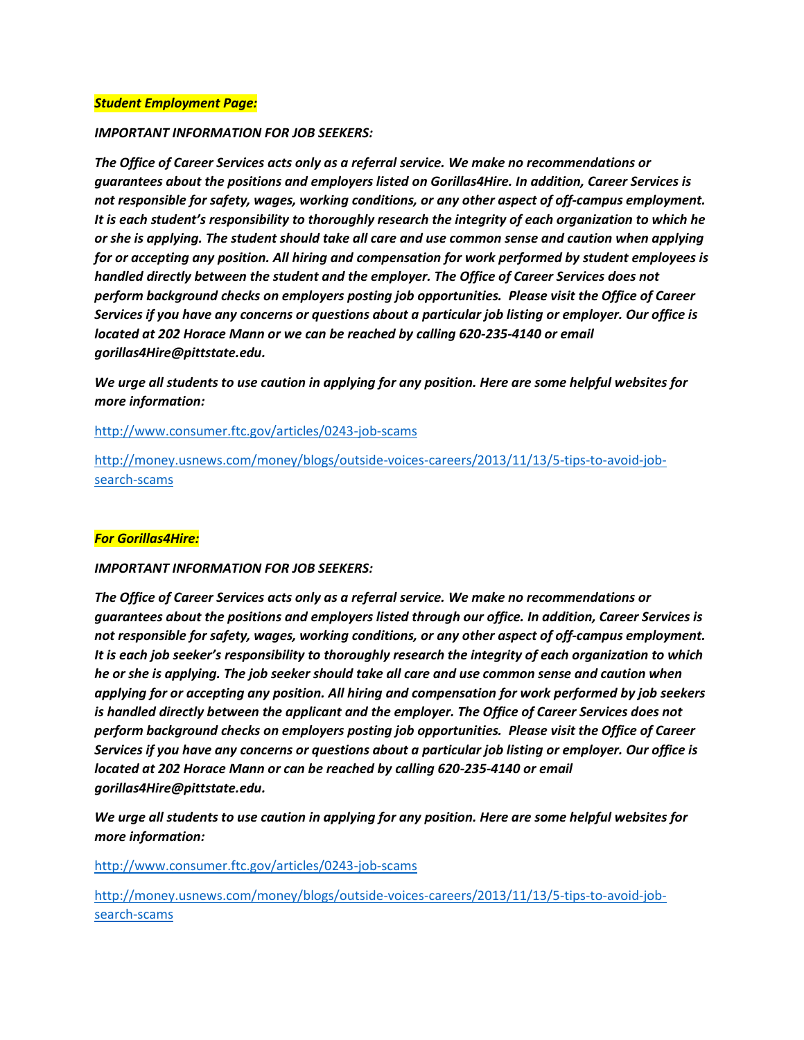***Student Employment Page:***

***IMPORTANT INFORMATION FOR JOB SEEKERS:***

***The Office of Career Services acts only as a referral service. We make no recommendations or guarantees about the positions and employers listed on Gorillas4Hire. In addition, Career Services is not responsible for safety, wages, working conditions, or any other aspect of off-campus employment. It is each student's responsibility to thoroughly research the integrity of each organization to which he or she is applying. The student should take all care and use common sense and caution when applying for or accepting any position. All hiring and compensation for work performed by student employees is handled directly between the student and the employer. The Office of Career Services does not perform background checks on employers posting job opportunities. Please visit the Office of Career Services if you have any concerns or questions about a particular job listing or employer. Our office is located at 202 Horace Mann or we can be reached by calling 620-235-4140 or email gorillas4Hire@pittstate.edu.***

***We urge all students to use caution in applying for any position. Here are some helpful websites for more information:***

http://www.consumer.ftc.gov/articles/0243-job-scams

http://money.usnews.com/money/blogs/outside-voices-careers/2013/11/13/5-tips-to-avoid-job-search-scams

***For Gorillas4Hire:***

***IMPORTANT INFORMATION FOR JOB SEEKERS:***

***The Office of Career Services acts only as a referral service. We make no recommendations or guarantees about the positions and employers listed through our office. In addition, Career Services is not responsible for safety, wages, working conditions, or any other aspect of off-campus employment. It is each job seeker's responsibility to thoroughly research the integrity of each organization to which he or she is applying. The job seeker should take all care and use common sense and caution when applying for or accepting any position. All hiring and compensation for work performed by job seekers is handled directly between the applicant and the employer. The Office of Career Services does not perform background checks on employers posting job opportunities. Please visit the Office of Career Services if you have any concerns or questions about a particular job listing or employer. Our office is located at 202 Horace Mann or can be reached by calling 620-235-4140 or email gorillas4Hire@pittstate.edu.***

***We urge all students to use caution in applying for any position. Here are some helpful websites for more information:***

http://www.consumer.ftc.gov/articles/0243-job-scams

http://money.usnews.com/money/blogs/outside-voices-careers/2013/11/13/5-tips-to-avoid-job-search-scams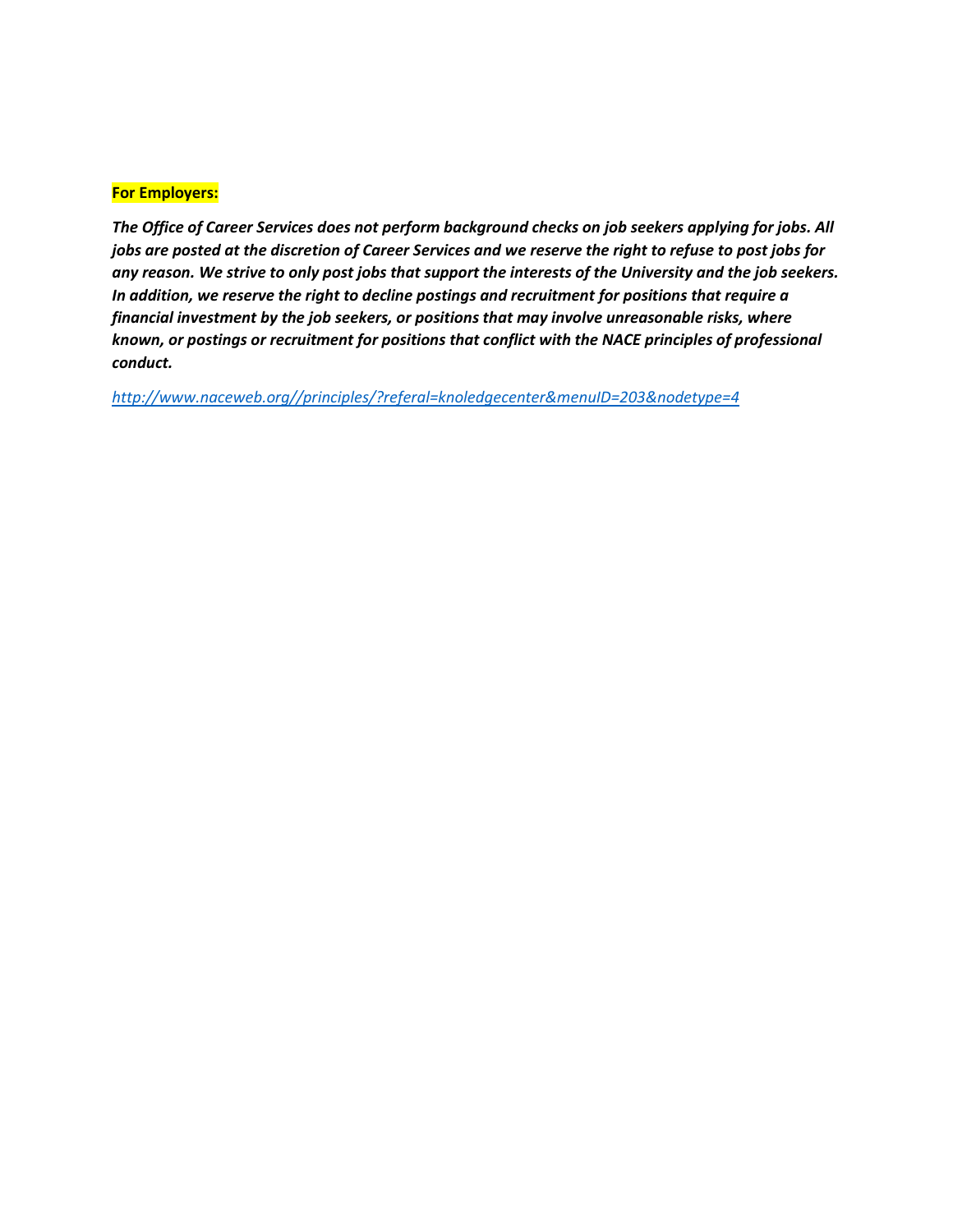**For Employers:**

***The Office of Career Services does not perform background checks on job seekers applying for jobs. All jobs are posted at the discretion of Career Services and we reserve the right to refuse to post jobs for any reason. We strive to only post jobs that support the interests of the University and the job seekers. In addition, we reserve the right to decline postings and recruitment for positions that require a financial investment by the job seekers, or positions that may involve unreasonable risks, where known, or postings or recruitment for positions that conflict with the NACE principles of professional conduct.***

*http://www.naceweb.org//principles/?referal=knoledgecenter&menuID=203&nodetype=4*